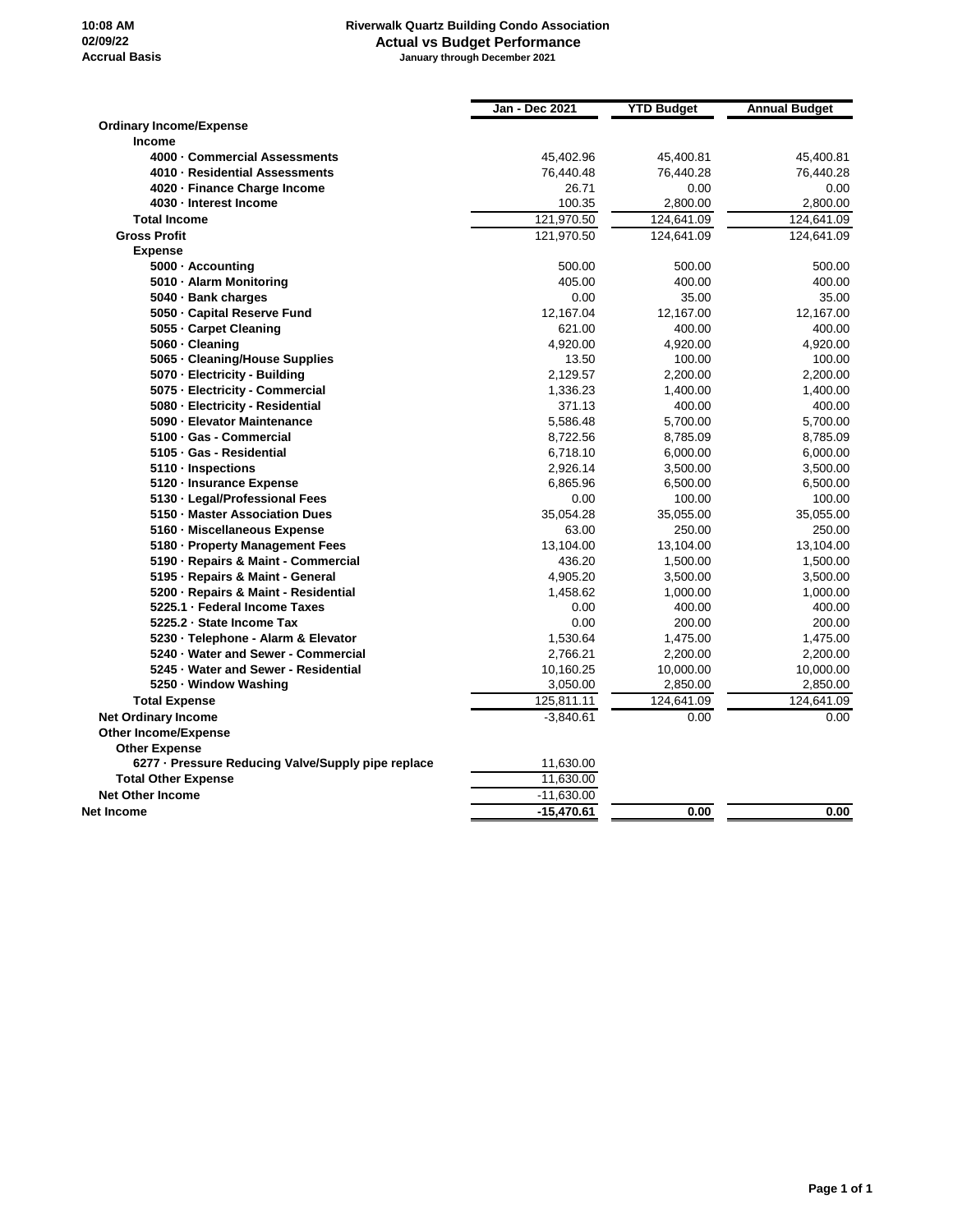10:08 AM
02/09/22
Accrual Basis

# Riverwalk Quartz Building Condo Association
## Actual vs Budget Performance
January through December 2021

| | Jan - Dec 2021 | YTD Budget | Annual Budget |
|---|---|---|---|
| **Ordinary Income/Expense** | | | |
| **Income** | | | |
| **4000 · Commercial Assessments** | 45,402.96 | 45,400.81 | 45,400.81 |
| **4010 · Residential Assessments** | 76,440.48 | 76,440.28 | 76,440.28 |
| **4020 · Finance Charge Income** | 26.71 | 0.00 | 0.00 |
| **4030 · Interest Income** | 100.35 | 2,800.00 | 2,800.00 |
| **Total Income** | 121,970.50 | 124,641.09 | 124,641.09 |
| **Gross Profit** | 121,970.50 | 124,641.09 | 124,641.09 |
| **Expense** | | | |
| **5000 · Accounting** | 500.00 | 500.00 | 500.00 |
| **5010 · Alarm Monitoring** | 405.00 | 400.00 | 400.00 |
| **5040 · Bank charges** | 0.00 | 35.00 | 35.00 |
| **5050 · Capital Reserve Fund** | 12,167.04 | 12,167.00 | 12,167.00 |
| **5055 · Carpet Cleaning** | 621.00 | 400.00 | 400.00 |
| **5060 · Cleaning** | 4,920.00 | 4,920.00 | 4,920.00 |
| **5065 · Cleaning/House Supplies** | 13.50 | 100.00 | 100.00 |
| **5070 · Electricity - Building** | 2,129.57 | 2,200.00 | 2,200.00 |
| **5075 · Electricity - Commercial** | 1,336.23 | 1,400.00 | 1,400.00 |
| **5080 · Electricity - Residential** | 371.13 | 400.00 | 400.00 |
| **5090 · Elevator Maintenance** | 5,586.48 | 5,700.00 | 5,700.00 |
| **5100 · Gas - Commercial** | 8,722.56 | 8,785.09 | 8,785.09 |
| **5105 · Gas - Residential** | 6,718.10 | 6,000.00 | 6,000.00 |
| **5110 · Inspections** | 2,926.14 | 3,500.00 | 3,500.00 |
| **5120 · Insurance Expense** | 6,865.96 | 6,500.00 | 6,500.00 |
| **5130 · Legal/Professional Fees** | 0.00 | 100.00 | 100.00 |
| **5150 · Master Association Dues** | 35,054.28 | 35,055.00 | 35,055.00 |
| **5160 · Miscellaneous Expense** | 63.00 | 250.00 | 250.00 |
| **5180 · Property Management Fees** | 13,104.00 | 13,104.00 | 13,104.00 |
| **5190 · Repairs & Maint - Commercial** | 436.20 | 1,500.00 | 1,500.00 |
| **5195 · Repairs & Maint - General** | 4,905.20 | 3,500.00 | 3,500.00 |
| **5200 · Repairs & Maint - Residential** | 1,458.62 | 1,000.00 | 1,000.00 |
| **5225.1 · Federal Income Taxes** | 0.00 | 400.00 | 400.00 |
| **5225.2 · State Income Tax** | 0.00 | 200.00 | 200.00 |
| **5230 · Telephone - Alarm & Elevator** | 1,530.64 | 1,475.00 | 1,475.00 |
| **5240 · Water and Sewer - Commercial** | 2,766.21 | 2,200.00 | 2,200.00 |
| **5245 · Water and Sewer - Residential** | 10,160.25 | 10,000.00 | 10,000.00 |
| **5250 · Window Washing** | 3,050.00 | 2,850.00 | 2,850.00 |
| **Total Expense** | 125,811.11 | 124,641.09 | 124,641.09 |
| **Net Ordinary Income** | -3,840.61 | 0.00 | 0.00 |
| **Other Income/Expense** | | | |
| **Other Expense** | | | |
| **6277 · Pressure Reducing Valve/Supply pipe replace** | 11,630.00 | | |
| **Total Other Expense** | 11,630.00 | | |
| **Net Other Income** | -11,630.00 | | |
| **Net Income** | **-15,470.61** | **0.00** | **0.00** |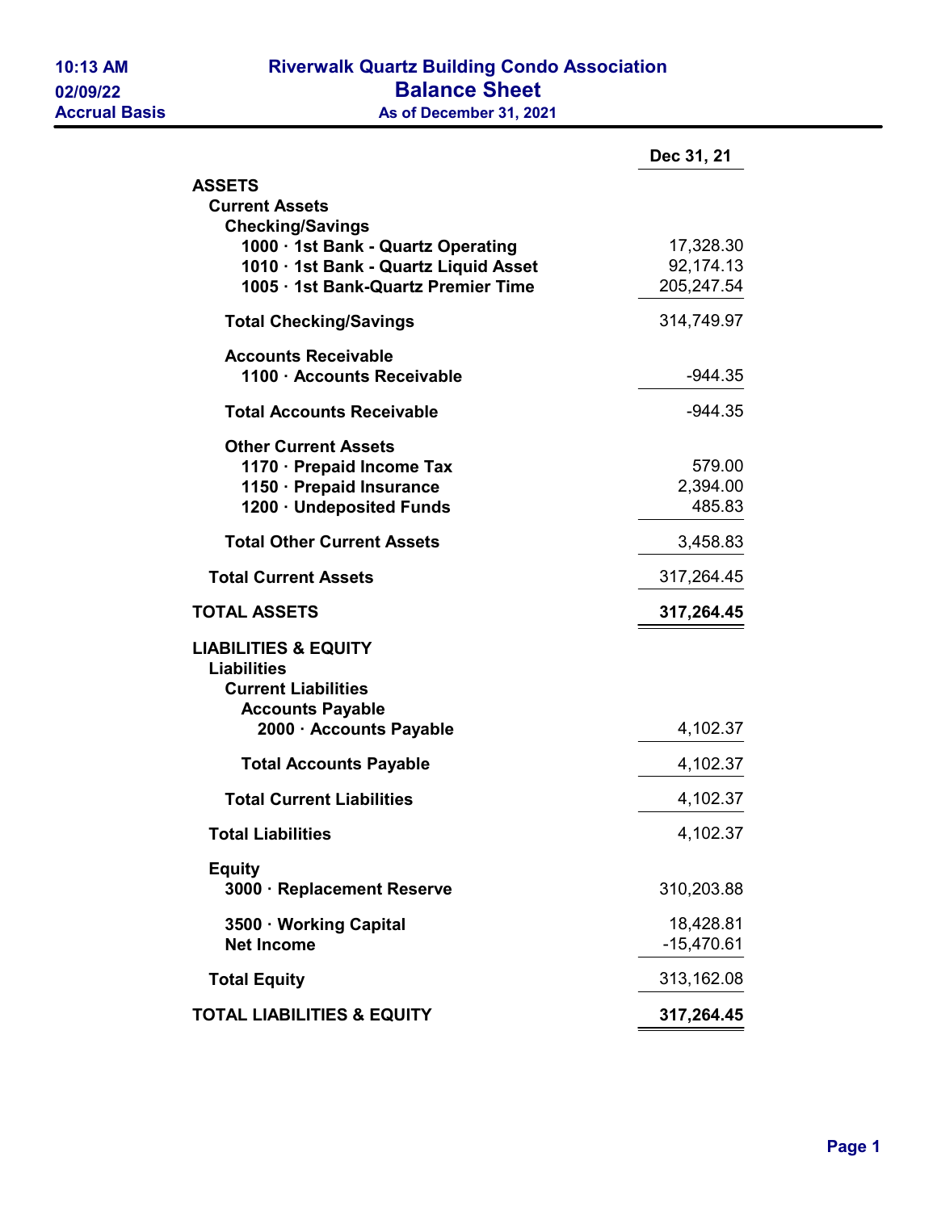10:13 AM
02/09/22
Accrual Basis

# Riverwalk Quartz Building Condo Association
## Balance Sheet
### As of December 31, 2021

| | Dec 31, 21 |
|---|---|
| **ASSETS** | |
| **Current Assets** | |
| **Checking/Savings** | |
| **1000 · 1st Bank - Quartz Operating** | 17,328.30 |
| **1010 · 1st Bank - Quartz Liquid Asset** | 92,174.13 |
| **1005 · 1st Bank-Quartz Premier Time** | 205,247.54 |
| **Total Checking/Savings** | 314,749.97 |
| **Accounts Receivable** | |
| **1100 · Accounts Receivable** | -944.35 |
| **Total Accounts Receivable** | -944.35 |
| **Other Current Assets** | |
| **1170 · Prepaid Income Tax** | 579.00 |
| **1150 · Prepaid Insurance** | 2,394.00 |
| **1200 · Undeposited Funds** | 485.83 |
| **Total Other Current Assets** | 3,458.83 |
| **Total Current Assets** | 317,264.45 |
| **TOTAL ASSETS** | **317,264.45** |
| **LIABILITIES & EQUITY** | |
| **Liabilities** | |
| **Current Liabilities** | |
| **Accounts Payable** | |
| **2000 · Accounts Payable** | 4,102.37 |
| **Total Accounts Payable** | 4,102.37 |
| **Total Current Liabilities** | 4,102.37 |
| **Total Liabilities** | 4,102.37 |
| **Equity** | |
| **3000 · Replacement Reserve** | 310,203.88 |
| **3500 · Working Capital** | 18,428.81 |
| **Net Income** | -15,470.61 |
| **Total Equity** | 313,162.08 |
| **TOTAL LIABILITIES & EQUITY** | **317,264.45** |